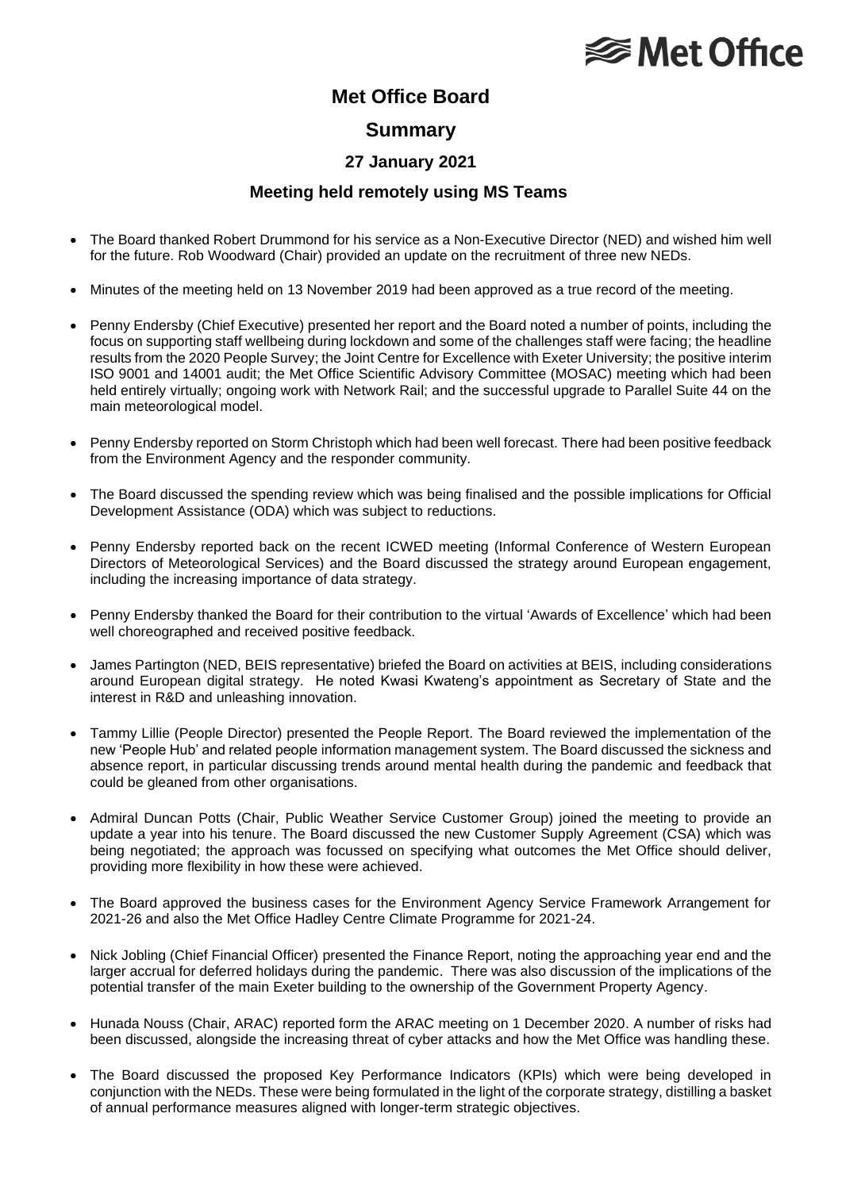# Met Office

## Met Office Board

## Summary

### 27 January 2021

### Meeting held remotely using MS Teams

- The Board thanked Robert Drummond for his service as a Non-Executive Director (NED) and wished him well for the future. Rob Woodward (Chair) provided an update on the recruitment of three new NEDs.
- Minutes of the meeting held on 13 November 2019 had been approved as a true record of the meeting.
- Penny Endersby (Chief Executive) presented her report and the Board noted a number of points, including the focus on supporting staff wellbeing during lockdown and some of the challenges staff were facing; the headline results from the 2020 People Survey; the Joint Centre for Excellence with Exeter University; the positive interim ISO 9001 and 14001 audit; the Met Office Scientific Advisory Committee (MOSAC) meeting which had been held entirely virtually; ongoing work with Network Rail; and the successful upgrade to Parallel Suite 44 on the main meteorological model.
- Penny Endersby reported on Storm Christoph which had been well forecast. There had been positive feedback from the Environment Agency and the responder community.
- The Board discussed the spending review which was being finalised and the possible implications for Official Development Assistance (ODA) which was subject to reductions.
- Penny Endersby reported back on the recent ICWED meeting (Informal Conference of Western European Directors of Meteorological Services) and the Board discussed the strategy around European engagement, including the increasing importance of data strategy.
- Penny Endersby thanked the Board for their contribution to the virtual 'Awards of Excellence' which had been well choreographed and received positive feedback.
- James Partington (NED, BEIS representative) briefed the Board on activities at BEIS, including considerations around European digital strategy. He noted Kwasi Kwateng's appointment as Secretary of State and the interest in R&D and unleashing innovation.
- Tammy Lillie (People Director) presented the People Report. The Board reviewed the implementation of the new 'People Hub' and related people information management system. The Board discussed the sickness and absence report, in particular discussing trends around mental health during the pandemic and feedback that could be gleaned from other organisations.
- Admiral Duncan Potts (Chair, Public Weather Service Customer Group) joined the meeting to provide an update a year into his tenure. The Board discussed the new Customer Supply Agreement (CSA) which was being negotiated; the approach was focussed on specifying what outcomes the Met Office should deliver, providing more flexibility in how these were achieved.
- The Board approved the business cases for the Environment Agency Service Framework Arrangement for 2021-26 and also the Met Office Hadley Centre Climate Programme for 2021-24.
- Nick Jobling (Chief Financial Officer) presented the Finance Report, noting the approaching year end and the larger accrual for deferred holidays during the pandemic. There was also discussion of the implications of the potential transfer of the main Exeter building to the ownership of the Government Property Agency.
- Hunada Nouss (Chair, ARAC) reported form the ARAC meeting on 1 December 2020. A number of risks had been discussed, alongside the increasing threat of cyber attacks and how the Met Office was handling these.
- The Board discussed the proposed Key Performance Indicators (KPIs) which were being developed in conjunction with the NEDs. These were being formulated in the light of the corporate strategy, distilling a basket of annual performance measures aligned with longer-term strategic objectives.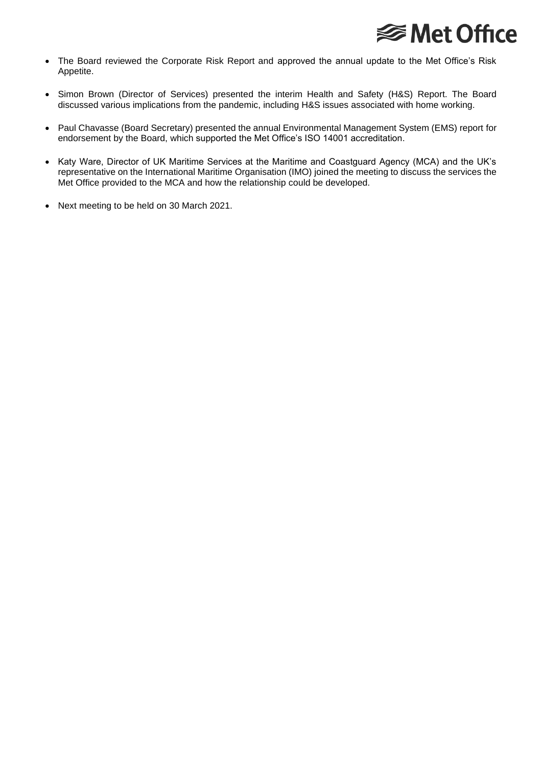- The Board reviewed the Corporate Risk Report and approved the annual update to the Met Office's Risk Appetite.

- Simon Brown (Director of Services) presented the interim Health and Safety (H&S) Report. The Board discussed various implications from the pandemic, including H&S issues associated with home working.

- Paul Chavasse (Board Secretary) presented the annual Environmental Management System (EMS) report for endorsement by the Board, which supported the Met Office's ISO 14001 accreditation.

- Katy Ware, Director of UK Maritime Services at the Maritime and Coastguard Agency (MCA) and the UK's representative on the International Maritime Organisation (IMO) joined the meeting to discuss the services the Met Office provided to the MCA and how the relationship could be developed.

- Next meeting to be held on 30 March 2021.